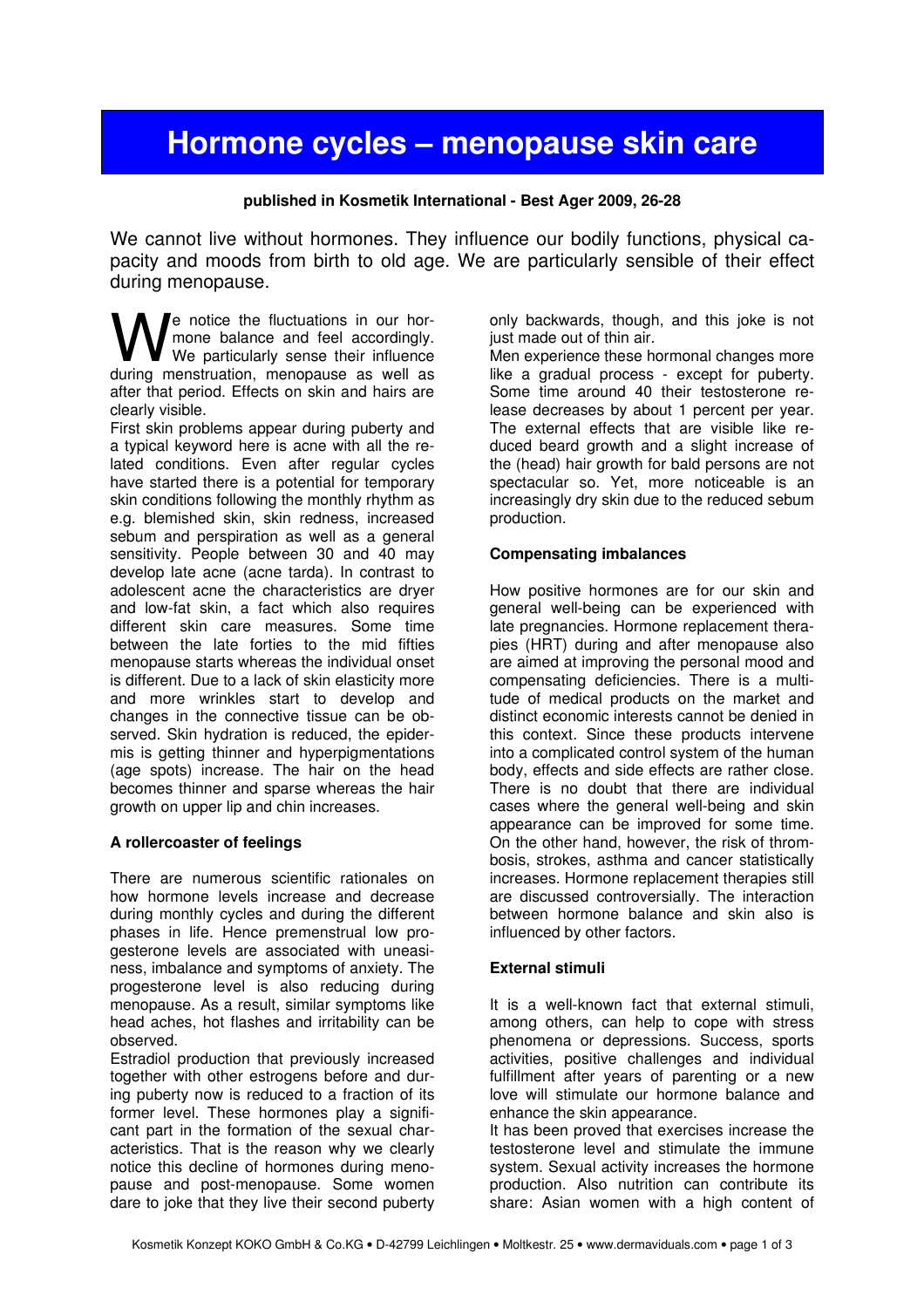# Hormone cycles – menopause skin care

**published in Kosmetik International - Best Ager 2009, 26-28**

We cannot live without hormones. They influence our bodily functions, physical capacity and moods from birth to old age. We are particularly sensible of their effect during menopause.

We notice the fluctuations in our hormone balance and feel accordingly. We particularly sense their influence during menstruation, menopause as well as after that period. Effects on skin and hairs are clearly visible.

First skin problems appear during puberty and a typical keyword here is acne with all the related conditions. Even after regular cycles have started there is a potential for temporary skin conditions following the monthly rhythm as e.g. blemished skin, skin redness, increased sebum and perspiration as well as a general sensitivity. People between 30 and 40 may develop late acne (acne tarda). In contrast to adolescent acne the characteristics are dryer and low-fat skin, a fact which also requires different skin care measures. Some time between the late forties to the mid fifties menopause starts whereas the individual onset is different. Due to a lack of skin elasticity more and more wrinkles start to develop and changes in the connective tissue can be observed. Skin hydration is reduced, the epidermis is getting thinner and hyperpigmentations (age spots) increase. The hair on the head becomes thinner and sparse whereas the hair growth on upper lip and chin increases.

### A rollercoaster of feelings

There are numerous scientific rationales on how hormone levels increase and decrease during monthly cycles and during the different phases in life. Hence premenstrual low progesterone levels are associated with uneasiness, imbalance and symptoms of anxiety. The progesterone level is also reducing during menopause. As a result, similar symptoms like head aches, hot flashes and irritability can be observed.

Estradiol production that previously increased together with other estrogens before and during puberty now is reduced to a fraction of its former level. These hormones play a significant part in the formation of the sexual characteristics. That is the reason why we clearly notice this decline of hormones during menopause and post-menopause. Some women dare to joke that they live their second puberty only backwards, though, and this joke is not just made out of thin air.

Men experience these hormonal changes more like a gradual process - except for puberty. Some time around 40 their testosterone release decreases by about 1 percent per year. The external effects that are visible like reduced beard growth and a slight increase of the (head) hair growth for bald persons are not spectacular so. Yet, more noticeable is an increasingly dry skin due to the reduced sebum production.

### Compensating imbalances

How positive hormones are for our skin and general well-being can be experienced with late pregnancies. Hormone replacement therapies (HRT) during and after menopause also are aimed at improving the personal mood and compensating deficiencies. There is a multitude of medical products on the market and distinct economic interests cannot be denied in this context. Since these products intervene into a complicated control system of the human body, effects and side effects are rather close. There is no doubt that there are individual cases where the general well-being and skin appearance can be improved for some time. On the other hand, however, the risk of thrombosis, strokes, asthma and cancer statistically increases. Hormone replacement therapies still are discussed controversially. The interaction between hormone balance and skin also is influenced by other factors.

### External stimuli

It is a well-known fact that external stimuli, among others, can help to cope with stress phenomena or depressions. Success, sports activities, positive challenges and individual fulfillment after years of parenting or a new love will stimulate our hormone balance and enhance the skin appearance.

It has been proved that exercises increase the testosterone level and stimulate the immune system. Sexual activity increases the hormone production. Also nutrition can contribute its share: Asian women with a high content of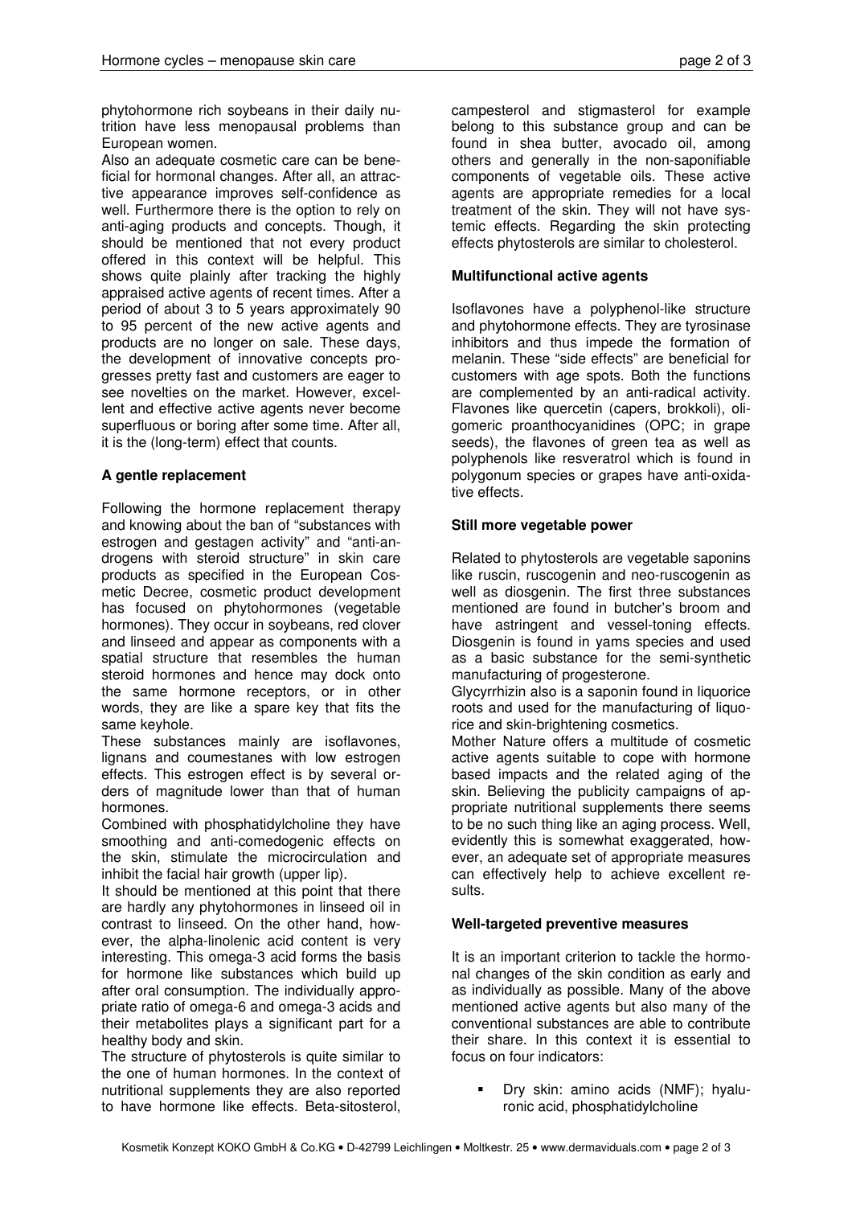phytohormone rich soybeans in their daily nutrition have less menopausal problems than European women.

Also an adequate cosmetic care can be beneficial for hormonal changes. After all, an attractive appearance improves self-confidence as well. Furthermore there is the option to rely on anti-aging products and concepts. Though, it should be mentioned that not every product offered in this context will be helpful. This shows quite plainly after tracking the highly appraised active agents of recent times. After a period of about 3 to 5 years approximately 90 to 95 percent of the new active agents and products are no longer on sale. These days, the development of innovative concepts progresses pretty fast and customers are eager to see novelties on the market. However, excellent and effective active agents never become superfluous or boring after some time. After all, it is the (long-term) effect that counts.

**A gentle replacement**

Following the hormone replacement therapy and knowing about the ban of "substances with estrogen and gestagen activity" and "anti-androgens with steroid structure" in skin care products as specified in the European Cosmetic Decree, cosmetic product development has focused on phytohormones (vegetable hormones). They occur in soybeans, red clover and linseed and appear as components with a spatial structure that resembles the human steroid hormones and hence may dock onto the same hormone receptors, or in other words, they are like a spare key that fits the same keyhole.

These substances mainly are isoflavones, lignans and coumestanes with low estrogen effects. This estrogen effect is by several orders of magnitude lower than that of human hormones.

Combined with phosphatidylcholine they have smoothing and anti-comedogenic effects on the skin, stimulate the microcirculation and inhibit the facial hair growth (upper lip).

It should be mentioned at this point that there are hardly any phytohormones in linseed oil in contrast to linseed. On the other hand, however, the alpha-linolenic acid content is very interesting. This omega-3 acid forms the basis for hormone like substances which build up after oral consumption. The individually appropriate ratio of omega-6 and omega-3 acids and their metabolites plays a significant part for a healthy body and skin.

The structure of phytosterols is quite similar to the one of human hormones. In the context of nutritional supplements they are also reported to have hormone like effects. Beta-sitosterol, campesterol and stigmasterol for example belong to this substance group and can be found in shea butter, avocado oil, among others and generally in the non-saponifiable components of vegetable oils. These active agents are appropriate remedies for a local treatment of the skin. They will not have systemic effects. Regarding the skin protecting effects phytosterols are similar to cholesterol.

**Multifunctional active agents**

Isoflavones have a polyphenol-like structure and phytohormone effects. They are tyrosinase inhibitors and thus impede the formation of melanin. These "side effects" are beneficial for customers with age spots. Both the functions are complemented by an anti-radical activity. Flavones like quercetin (capers, brokkoli), oligomeric proanthocyanidines (OPC; in grape seeds), the flavones of green tea as well as polyphenols like resveratrol which is found in polygonum species or grapes have anti-oxidative effects.

**Still more vegetable power**

Related to phytosterols are vegetable saponins like ruscin, ruscogenin and neo-ruscogenin as well as diosgenin. The first three substances mentioned are found in butcher's broom and have astringent and vessel-toning effects. Diosgenin is found in yams species and used as a basic substance for the semi-synthetic manufacturing of progesterone.

Glycyrrhizin also is a saponin found in liquorice roots and used for the manufacturing of liquorice and skin-brightening cosmetics.

Mother Nature offers a multitude of cosmetic active agents suitable to cope with hormone based impacts and the related aging of the skin. Believing the publicity campaigns of appropriate nutritional supplements there seems to be no such thing like an aging process. Well, evidently this is somewhat exaggerated, however, an adequate set of appropriate measures can effectively help to achieve excellent results.

**Well-targeted preventive measures**

It is an important criterion to tackle the hormonal changes of the skin condition as early and as individually as possible. Many of the above mentioned active agents but also many of the conventional substances are able to contribute their share. In this context it is essential to focus on four indicators:

- Dry skin: amino acids (NMF); hyaluronic acid, phosphatidylcholine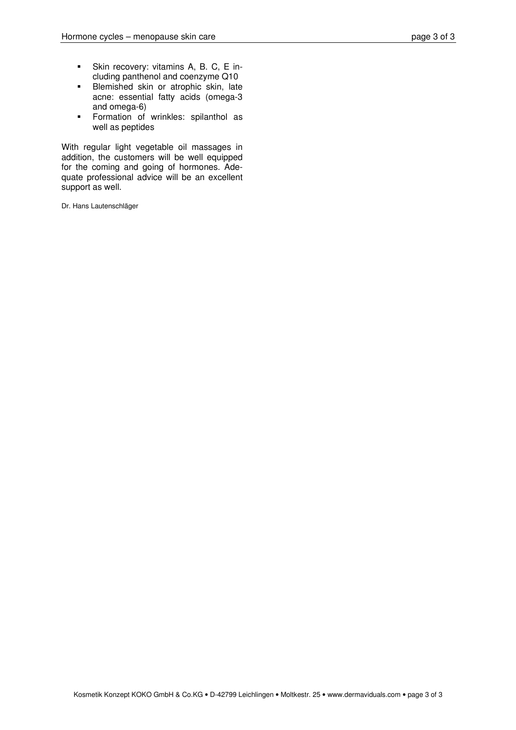- Skin recovery: vitamins A, B. C, E including panthenol and coenzyme Q10
- Blemished skin or atrophic skin, late acne: essential fatty acids (omega-3 and omega-6)
- Formation of wrinkles: spilanthol as well as peptides

With regular light vegetable oil massages in addition, the customers will be well equipped for the coming and going of hormones. Adequate professional advice will be an excellent support as well.

Dr. Hans Lautenschläger